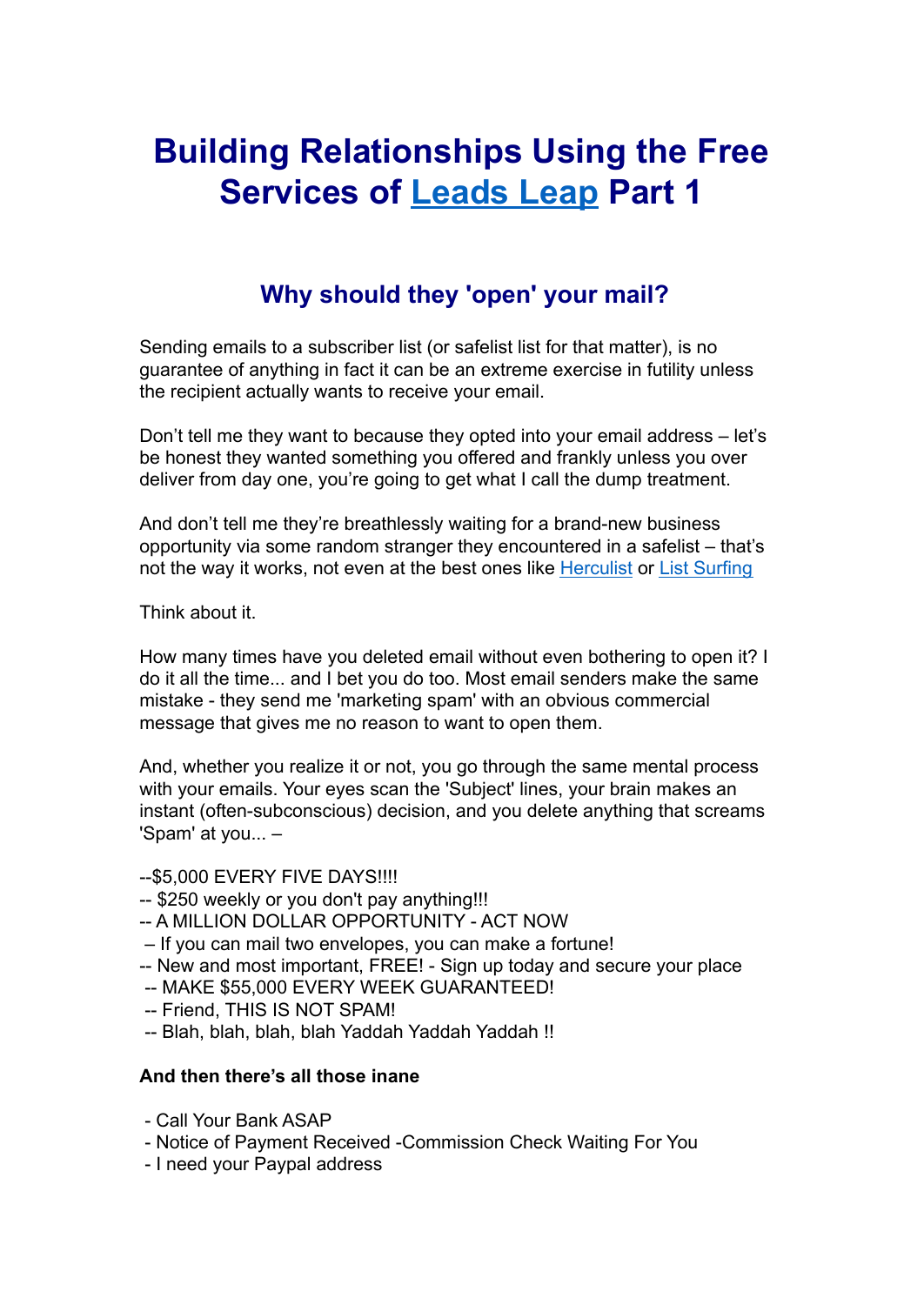# Building Relationships Using the Free Services of Leads Leap Part 1

## Why should they 'open' your mail?

Sending emails to a subscriber list (or safelist list for that matter), is no guarantee of anything in fact it can be an extreme exercise in futility unless the recipient actually wants to receive your email.

Don't tell me they want to because they opted into your email address – let's be honest they wanted something you offered and frankly unless you over deliver from day one, you're going to get what I call the dump treatment.

And don't tell me they're breathlessly waiting for a brand-new business opportunity via some random stranger they encountered in a safelist – that's not the way it works, not even at the best ones like Herculist or List Surfing

Think about it.

How many times have you deleted email without even bothering to open it? I do it all the time... and I bet you do too. Most email senders make the same mistake - they send me 'marketing spam' with an obvious commercial message that gives me no reason to want to open them.

And, whether you realize it or not, you go through the same mental process with your emails. Your eyes scan the 'Subject' lines, your brain makes an instant (often-subconscious) decision, and you delete anything that screams 'Spam' at you... –

--$5,000 EVERY FIVE DAYS!!!!  
-- $250 weekly or you don't pay anything!!!  
-- A MILLION DOLLAR OPPORTUNITY - ACT NOW  
– If you can mail two envelopes, you can make a fortune!  
-- New and most important, FREE! - Sign up today and secure your place  
-- MAKE $55,000 EVERY WEEK GUARANTEED!  
-- Friend, THIS IS NOT SPAM!  
-- Blah, blah, blah, blah Yaddah Yaddah Yaddah !!

**And then there's all those inane**

- Call Your Bank ASAP
- Notice of Payment Received -Commission Check Waiting For You
- I need your Paypal address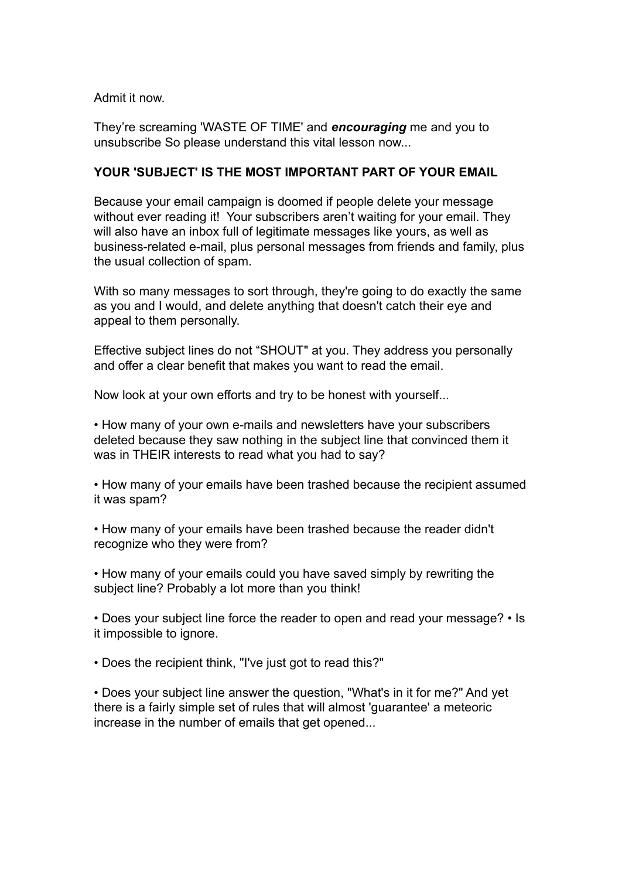Admit it now.

They’re screaming 'WASTE OF TIME' and ***encouraging*** me and you to unsubscribe So please understand this vital lesson now...

**YOUR 'SUBJECT' IS THE MOST IMPORTANT PART OF YOUR EMAIL**

Because your email campaign is doomed if people delete your message without ever reading it!  Your subscribers aren’t waiting for your email. They will also have an inbox full of legitimate messages like yours, as well as business-related e-mail, plus personal messages from friends and family, plus the usual collection of spam.

With so many messages to sort through, they're going to do exactly the same as you and I would, and delete anything that doesn't catch their eye and appeal to them personally.

Effective subject lines do not “SHOUT" at you. They address you personally and offer a clear benefit that makes you want to read the email.

Now look at your own efforts and try to be honest with yourself...

• How many of your own e-mails and newsletters have your subscribers deleted because they saw nothing in the subject line that convinced them it was in THEIR interests to read what you had to say?

• How many of your emails have been trashed because the recipient assumed it was spam?

• How many of your emails have been trashed because the reader didn't recognize who they were from?

• How many of your emails could you have saved simply by rewriting the subject line? Probably a lot more than you think!

• Does your subject line force the reader to open and read your message? • Is it impossible to ignore.

• Does the recipient think, "I've just got to read this?"

• Does your subject line answer the question, "What's in it for me?" And yet there is a fairly simple set of rules that will almost 'guarantee' a meteoric increase in the number of emails that get opened...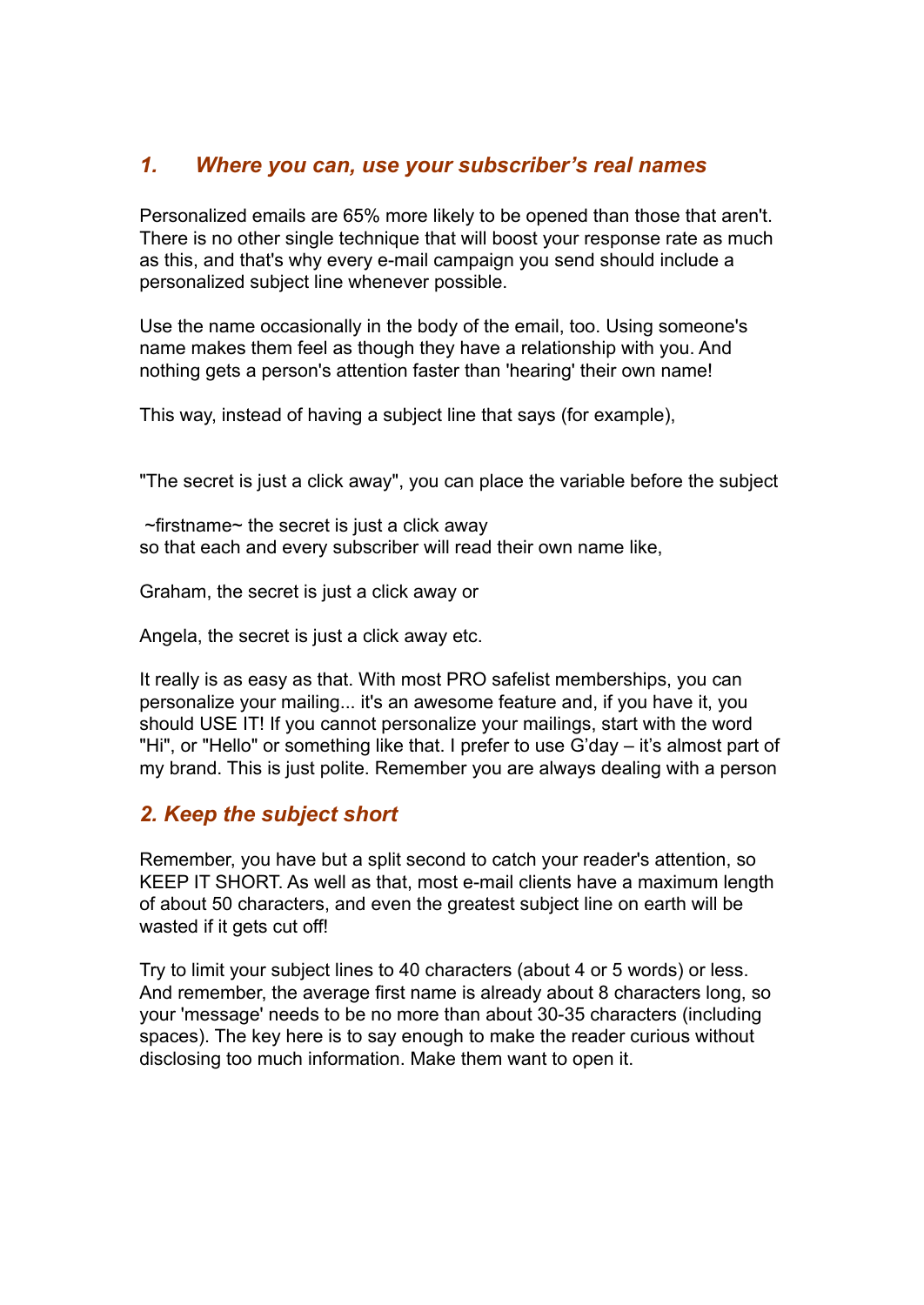### *1. Where you can, use your subscriber's real names*

Personalized emails are 65% more likely to be opened than those that aren't. There is no other single technique that will boost your response rate as much as this, and that's why every e-mail campaign you send should include a personalized subject line whenever possible.

Use the name occasionally in the body of the email, too. Using someone's name makes them feel as though they have a relationship with you. And nothing gets a person's attention faster than 'hearing' their own name!

This way, instead of having a subject line that says (for example),

"The secret is just a click away", you can place the variable before the subject

~firstname~ the secret is just a click away
so that each and every subscriber will read their own name like,

Graham, the secret is just a click away or

Angela, the secret is just a click away etc.

It really is as easy as that. With most PRO safelist memberships, you can personalize your mailing... it's an awesome feature and, if you have it, you should USE IT! If you cannot personalize your mailings, start with the word "Hi", or "Hello" or something like that. I prefer to use G'day – it's almost part of my brand. This is just polite. Remember you are always dealing with a person

### *2. Keep the subject short*

Remember, you have but a split second to catch your reader's attention, so KEEP IT SHORT. As well as that, most e-mail clients have a maximum length of about 50 characters, and even the greatest subject line on earth will be wasted if it gets cut off!

Try to limit your subject lines to 40 characters (about 4 or 5 words) or less. And remember, the average first name is already about 8 characters long, so your 'message' needs to be no more than about 30-35 characters (including spaces). The key here is to say enough to make the reader curious without disclosing too much information. Make them want to open it.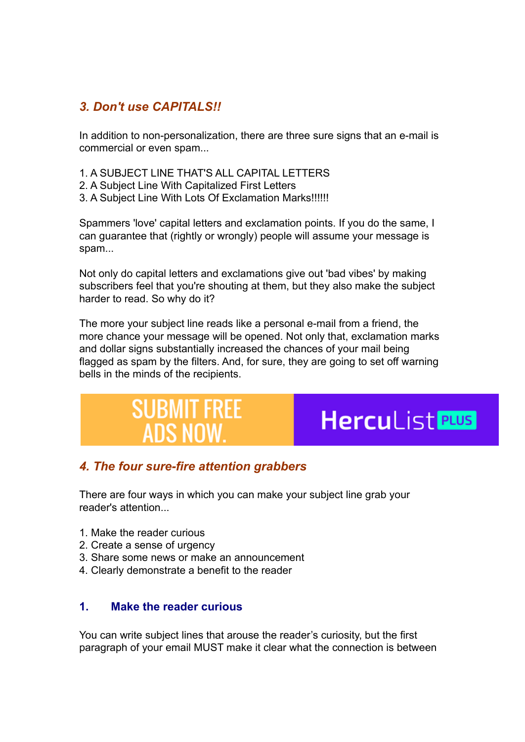### *3. Don't use CAPITALS!!*

In addition to non-personalization, there are three sure signs that an e-mail is commercial or even spam...

1. A SUBJECT LINE THAT'S ALL CAPITAL LETTERS
2. A Subject Line With Capitalized First Letters
3. A Subject Line With Lots Of Exclamation Marks!!!!!!

Spammers 'love' capital letters and exclamation points. If you do the same, I can guarantee that (rightly or wrongly) people will assume your message is spam...

Not only do capital letters and exclamations give out 'bad vibes' by making subscribers feel that you're shouting at them, but they also make the subject harder to read. So why do it?

The more your subject line reads like a personal e-mail from a friend, the more chance your message will be opened. Not only that, exclamation marks and dollar signs substantially increased the chances of your mail being flagged as spam by the filters. And, for sure, they are going to set off warning bells in the minds of the recipients.

SUBMIT FREE ADS NOW. HercuList PLUS

### *4. The four sure-fire attention grabbers*

There are four ways in which you can make your subject line grab your reader's attention...

1. Make the reader curious
2. Create a sense of urgency
3. Share some news or make an announcement
4. Clearly demonstrate a benefit to the reader

#### 1. Make the reader curious

You can write subject lines that arouse the reader's curiosity, but the first paragraph of your email MUST make it clear what the connection is between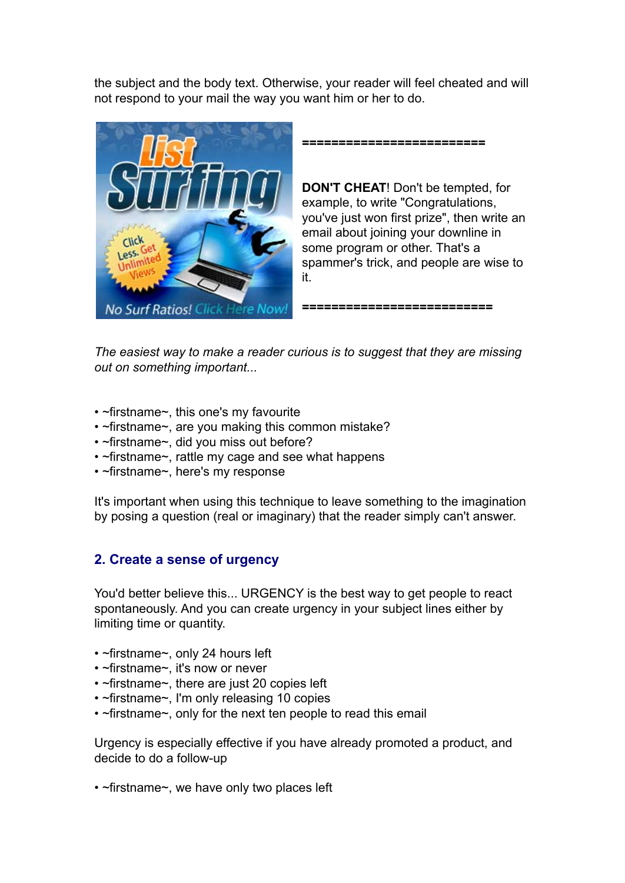the subject and the body text. Otherwise, your reader will feel cheated and will not respond to your mail the way you want him or her to do.

=========================

**DON'T CHEAT**! Don't be tempted, for example, to write "Congratulations, you've just won first prize", then write an email about joining your downline in some program or other. That's a spammer's trick, and people are wise to it.

==========================

*The easiest way to make a reader curious is to suggest that they are missing out on something important...*

- ~firstname~, this one's my favourite
- ~firstname~, are you making this common mistake?
- ~firstname~, did you miss out before?
- ~firstname~, rattle my cage and see what happens
- ~firstname~, here's my response

It's important when using this technique to leave something to the imagination by posing a question (real or imaginary) that the reader simply can't answer.

## 2. Create a sense of urgency

You'd better believe this... URGENCY is the best way to get people to react spontaneously. And you can create urgency in your subject lines either by limiting time or quantity.

- ~firstname~, only 24 hours left
- ~firstname~, it's now or never
- ~firstname~, there are just 20 copies left
- ~firstname~, I'm only releasing 10 copies
- ~firstname~, only for the next ten people to read this email

Urgency is especially effective if you have already promoted a product, and decide to do a follow-up

- ~firstname~, we have only two places left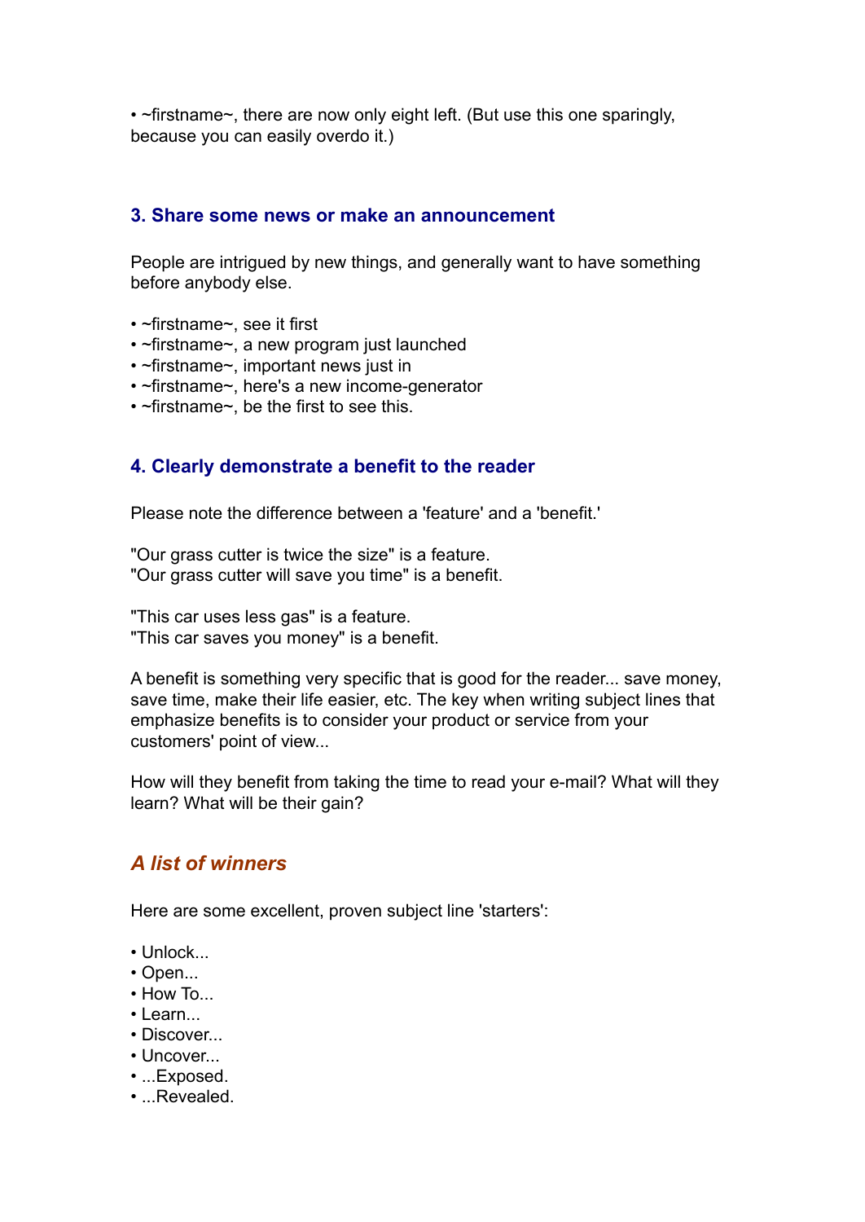- ~firstname~, there are now only eight left. (But use this one sparingly, because you can easily overdo it.)

### 3. Share some news or make an announcement

People are intrigued by new things, and generally want to have something before anybody else.

- ~firstname~, see it first
- ~firstname~, a new program just launched
- ~firstname~, important news just in
- ~firstname~, here's a new income-generator
- ~firstname~, be the first to see this.

### 4. Clearly demonstrate a benefit to the reader

Please note the difference between a 'feature' and a 'benefit.'

"Our grass cutter is twice the size" is a feature.
"Our grass cutter will save you time" is a benefit.

"This car uses less gas" is a feature.
"This car saves you money" is a benefit.

A benefit is something very specific that is good for the reader... save money, save time, make their life easier, etc. The key when writing subject lines that emphasize benefits is to consider your product or service from your customers' point of view...

How will they benefit from taking the time to read your e-mail? What will they learn? What will be their gain?

## *A list of winners*

Here are some excellent, proven subject line 'starters':

- Unlock...
- Open...
- How To...
- Learn...
- Discover...
- Uncover...
- ...Exposed.
- ...Revealed.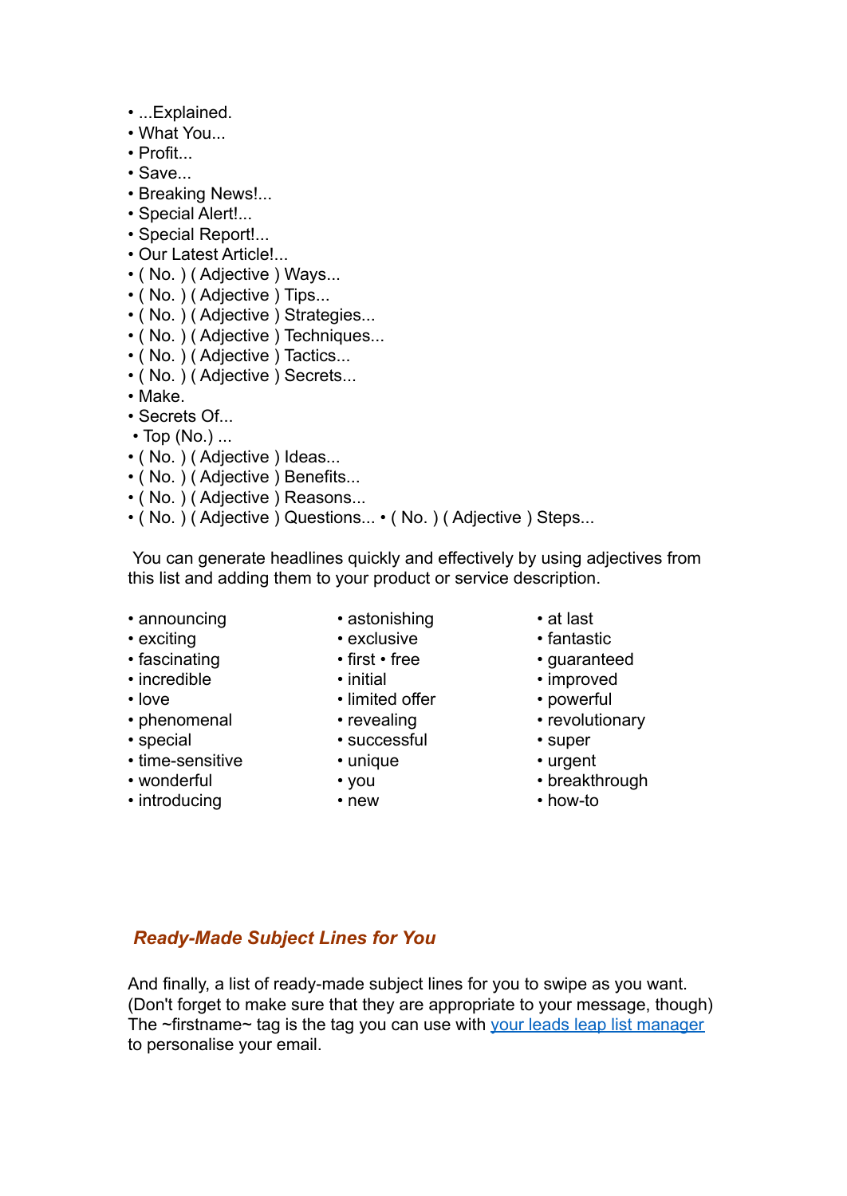- ...Explained.
- What You...
- Profit...
- Save...
- Breaking News!...
- Special Alert!...
- Special Report!...
- Our Latest Article!...
- ( No. ) ( Adjective ) Ways...
- ( No. ) ( Adjective ) Tips...
- ( No. ) ( Adjective ) Strategies...
- ( No. ) ( Adjective ) Techniques...
- ( No. ) ( Adjective ) Tactics...
- ( No. ) ( Adjective ) Secrets...
- Make.
- Secrets Of...
- Top (No.) ...
- ( No. ) ( Adjective ) Ideas...
- ( No. ) ( Adjective ) Benefits...
- ( No. ) ( Adjective ) Reasons...
- ( No. ) ( Adjective ) Questions... • ( No. ) ( Adjective ) Steps...

You can generate headlines quickly and effectively by using adjectives from this list and adding them to your product or service description.

- announcing
- exciting
- fascinating
- incredible
- love
- phenomenal
- special
- time-sensitive
- wonderful
- introducing
- astonishing
- exclusive
- first • free
- initial
- limited offer
- revealing
- successful
- unique
- you
- new
- at last
- fantastic
- guaranteed
- improved
- powerful
- revolutionary
- super
- urgent
- breakthrough
- how-to

## *Ready-Made Subject Lines for You*

And finally, a list of ready-made subject lines for you to swipe as you want. (Don't forget to make sure that they are appropriate to your message, though) The ~firstname~ tag is the tag you can use with your leads leap list manager to personalise your email.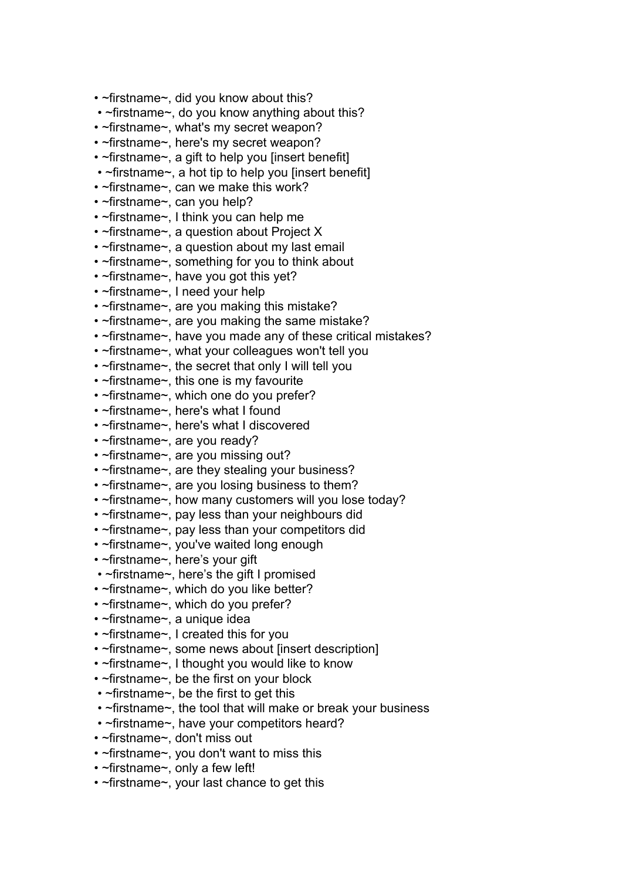- ~firstname~, did you know about this?
- ~firstname~, do you know anything about this?
- ~firstname~, what's my secret weapon?
- ~firstname~, here's my secret weapon?
- ~firstname~, a gift to help you [insert benefit]
- ~firstname~, a hot tip to help you [insert benefit]
- ~firstname~, can we make this work?
- ~firstname~, can you help?
- ~firstname~, I think you can help me
- ~firstname~, a question about Project X
- ~firstname~, a question about my last email
- ~firstname~, something for you to think about
- ~firstname~, have you got this yet?
- ~firstname~, I need your help
- ~firstname~, are you making this mistake?
- ~firstname~, are you making the same mistake?
- ~firstname~, have you made any of these critical mistakes?
- ~firstname~, what your colleagues won't tell you
- ~firstname~, the secret that only I will tell you
- ~firstname~, this one is my favourite
- ~firstname~, which one do you prefer?
- ~firstname~, here's what I found
- ~firstname~, here's what I discovered
- ~firstname~, are you ready?
- ~firstname~, are you missing out?
- ~firstname~, are they stealing your business?
- ~firstname~, are you losing business to them?
- ~firstname~, how many customers will you lose today?
- ~firstname~, pay less than your neighbours did
- ~firstname~, pay less than your competitors did
- ~firstname~, you've waited long enough
- ~firstname~, here's your gift
- ~firstname~, here's the gift I promised
- ~firstname~, which do you like better?
- ~firstname~, which do you prefer?
- ~firstname~, a unique idea
- ~firstname~, I created this for you
- ~firstname~, some news about [insert description]
- ~firstname~, I thought you would like to know
- ~firstname~, be the first on your block
- ~firstname~, be the first to get this
- ~firstname~, the tool that will make or break your business
- ~firstname~, have your competitors heard?
- ~firstname~, don't miss out
- ~firstname~, you don't want to miss this
- ~firstname~, only a few left!
- ~firstname~, your last chance to get this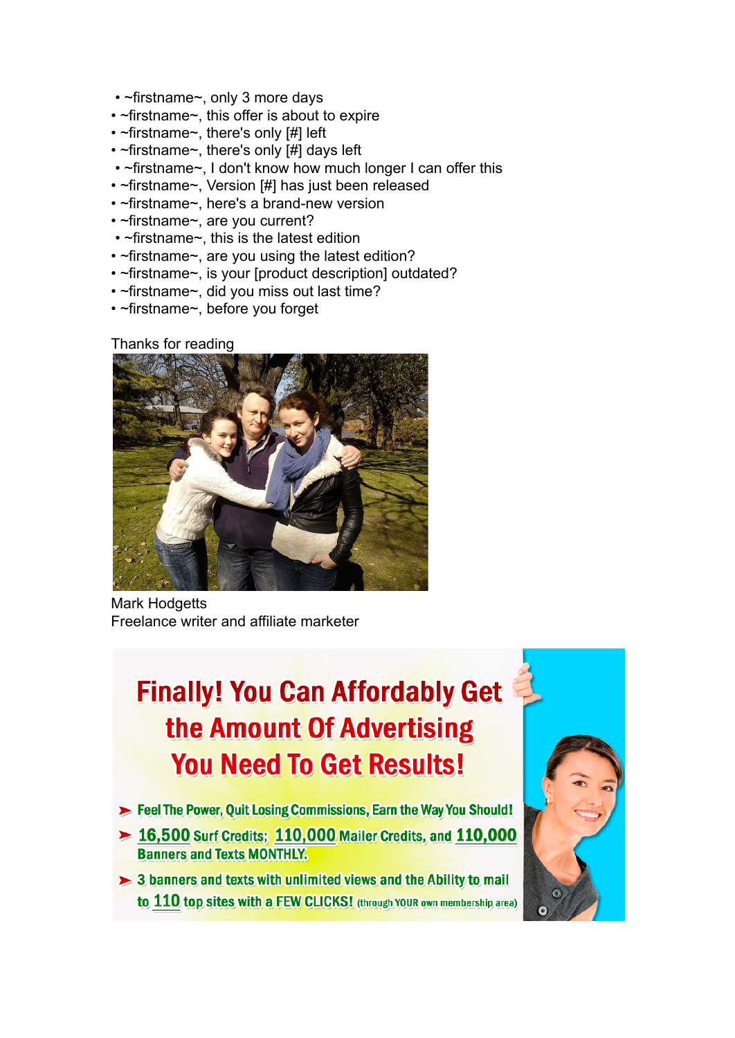- ~firstname~, only 3 more days
- ~firstname~, this offer is about to expire
- ~firstname~, there's only [#] left
- ~firstname~, there's only [#] days left
- ~firstname~, I don't know how much longer I can offer this
- ~firstname~, Version [#] has just been released
- ~firstname~, here's a brand-new version
- ~firstname~, are you current?
- ~firstname~, this is the latest edition
- ~firstname~, are you using the latest edition?
- ~firstname~, is your [product description] outdated?
- ~firstname~, did you miss out last time?
- ~firstname~, before you forget

Thanks for reading

Mark Hodgetts
Freelance writer and affiliate marketer

Finally! You Can Affordably Get the Amount Of Advertising You Need To Get Results!

- Feel The Power, Quit Losing Commissions, Earn the Way You Should!
- 16,500 Surf Credits; 110,000 Mailer Credits, and 110,000 Banners and Texts MONTHLY.
- 3 banners and texts with unlimited views and the Ability to mail to 110 top sites with a FEW CLICKS! (through YOUR own membership area)